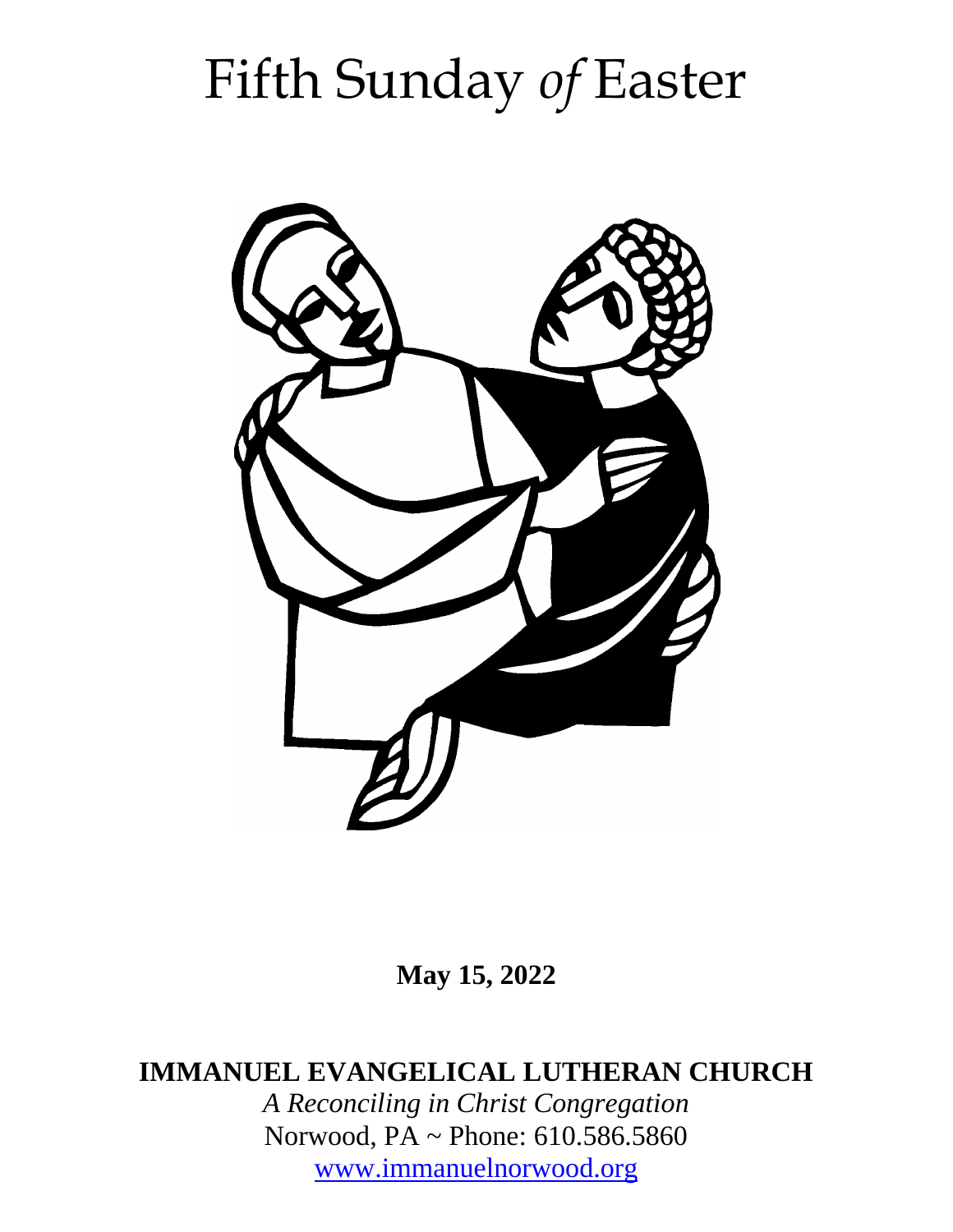# Fifth Sunday *of* Easter

**May 15, 2022**

**IMMANUEL EVANGELICAL LUTHERAN CHURCH**

*A Reconciling in Christ Congregation*

Norwood, PA ~ Phone: 610.586.5860

[www.immanuelnorwood.org](http://www.immanuelnorwood.org)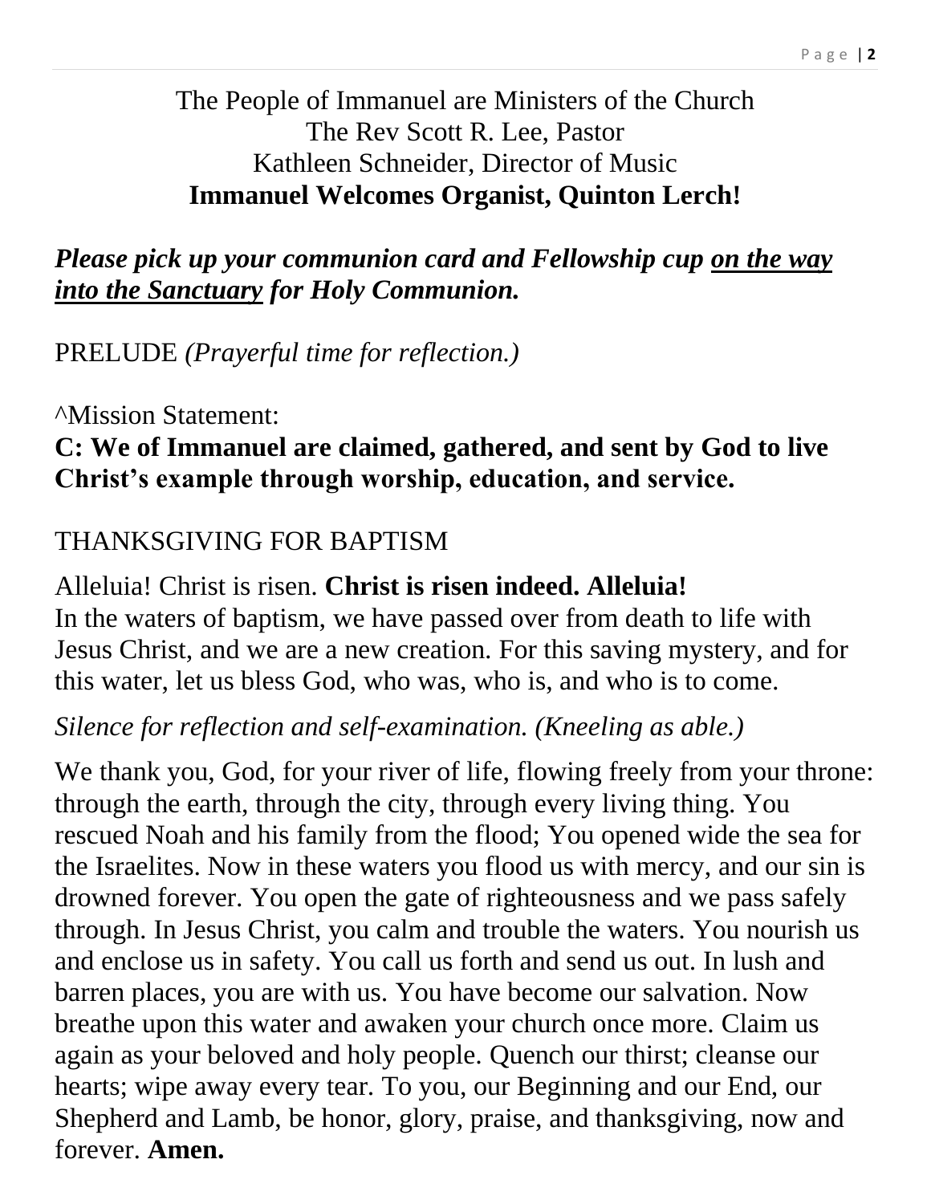The People of Immanuel are Ministers of the Church
The Rev Scott R. Lee, Pastor
Kathleen Schneider, Director of Music
**Immanuel Welcomes Organist, Quinton Lerch!**

***Please pick up your communion card and Fellowship cup <u>on the way into the Sanctuary</u> for Holy Communion.***

PRELUDE *(Prayerful time for reflection.)*

^Mission Statement:
**C: We of Immanuel are claimed, gathered, and sent by God to live Christ's example through worship, education, and service.**

THANKSGIVING FOR BAPTISM

Alleluia! Christ is risen. **Christ is risen indeed. Alleluia!**
In the waters of baptism, we have passed over from death to life with Jesus Christ, and we are a new creation. For this saving mystery, and for this water, let us bless God, who was, who is, and who is to come.

*Silence for reflection and self-examination. (Kneeling as able.)*

We thank you, God, for your river of life, flowing freely from your throne: through the earth, through the city, through every living thing. You rescued Noah and his family from the flood; You opened wide the sea for the Israelites. Now in these waters you flood us with mercy, and our sin is drowned forever. You open the gate of righteousness and we pass safely through. In Jesus Christ, you calm and trouble the waters. You nourish us and enclose us in safety. You call us forth and send us out. In lush and barren places, you are with us. You have become our salvation. Now breathe upon this water and awaken your church once more. Claim us again as your beloved and holy people. Quench our thirst; cleanse our hearts; wipe away every tear. To you, our Beginning and our End, our Shepherd and Lamb, be honor, glory, praise, and thanksgiving, now and forever. **Amen.**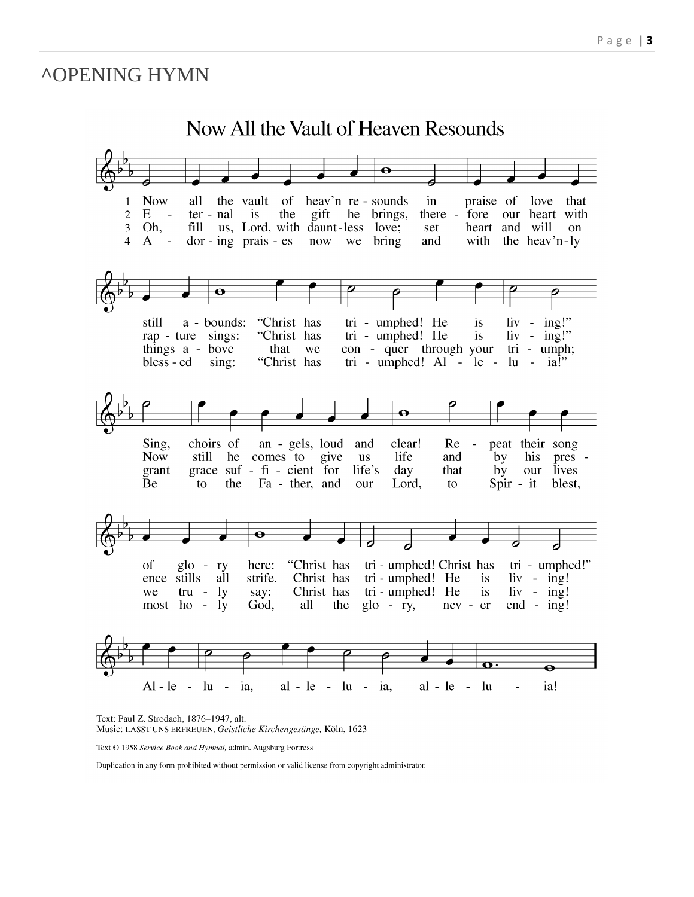# ^OPENING HYMN

## Now All the Vault of Heaven Resounds

1 Now all the vault of heav'n resounds in praise of love that still abounds: "Christ has triumphed! He is living!" Sing, choirs of angels, loud and clear! Repeat their song of glory here: "Christ has triumphed! Christ has triumphed!" Alleluia, alleluia, alleluia!

2 Eternal is the gift he brings, therefore our heart with rapture sings: "Christ has triumphed! He is living!" Now still he comes to give us life and by his presence stills all strife. Christ has triumphed! He is living! Alleluia, alleluia, alleluia!

3 Oh, fill us, Lord, with dauntless love; set heart and will on things above that we conquer through your triumph; grant grace sufficient for life's day that by our lives we truly say: Christ has triumphed! He is living! Alleluia, alleluia, alleluia!

4 Adoring praises now we bring and with the heav'nly blessed sing: "Christ has triumphed! Alleluia!" Be to the Father, and our Lord, to Spirit blest, most holy God, all the glory, never ending! Alleluia, alleluia, alleluia!

Text: Paul Z. Strodach, 1876–1947, alt.
Music: LASST UNS ERFREUEN, *Geistliche Kirchengesänge,* Köln, 1623

Text © 1958 *Service Book and Hymnal,* admin. Augsburg Fortress

Duplication in any form prohibited without permission or valid license from copyright administrator.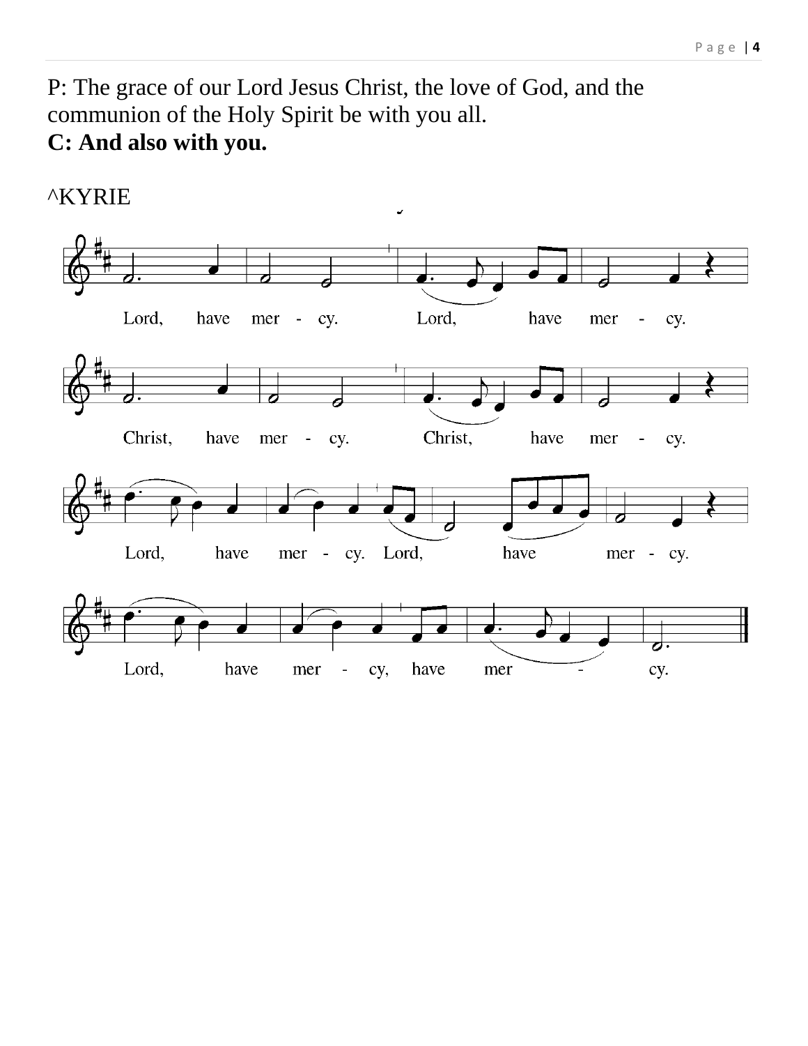P: The grace of our Lord Jesus Christ, the love of God, and the communion of the Holy Spirit be with you all.
**C: And also with you.**

^KYRIE

Lord, have mer - cy. Lord, have mer - cy.

Christ, have mer - cy. Christ, have mer - cy.

Lord, have mer - cy. Lord, have mer - cy.

Lord, have mer - cy, have mer - cy.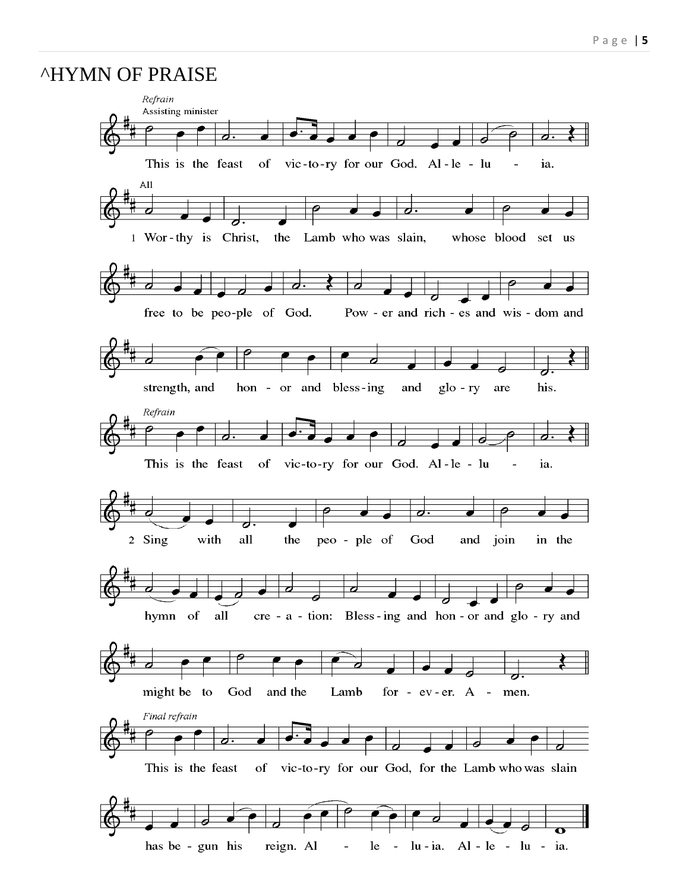# ^HYMN OF PRAISE

*Refrain*

Assisting minister

This is the feast of vic-to-ry for our God. Al-le-lu - ia.

All

1 Wor-thy is Christ, the Lamb who was slain, whose blood set us free to be peo-ple of God. Pow - er and rich - es and wis - dom and strength, and hon - or and bless-ing and glo - ry are his.

*Refrain*

This is the feast of vic-to-ry for our God. Al-le-lu - ia.

2 Sing with all the peo - ple of God and join in the hymn of all cre - a - tion: Bless-ing and hon - or and glo - ry and might be to God and the Lamb for - ev - er. A - men.

*Final refrain*

This is the feast of vic-to-ry for our God, for the Lamb who was slain has be - gun his reign. Al - le - lu - ia. Al - le - lu - ia.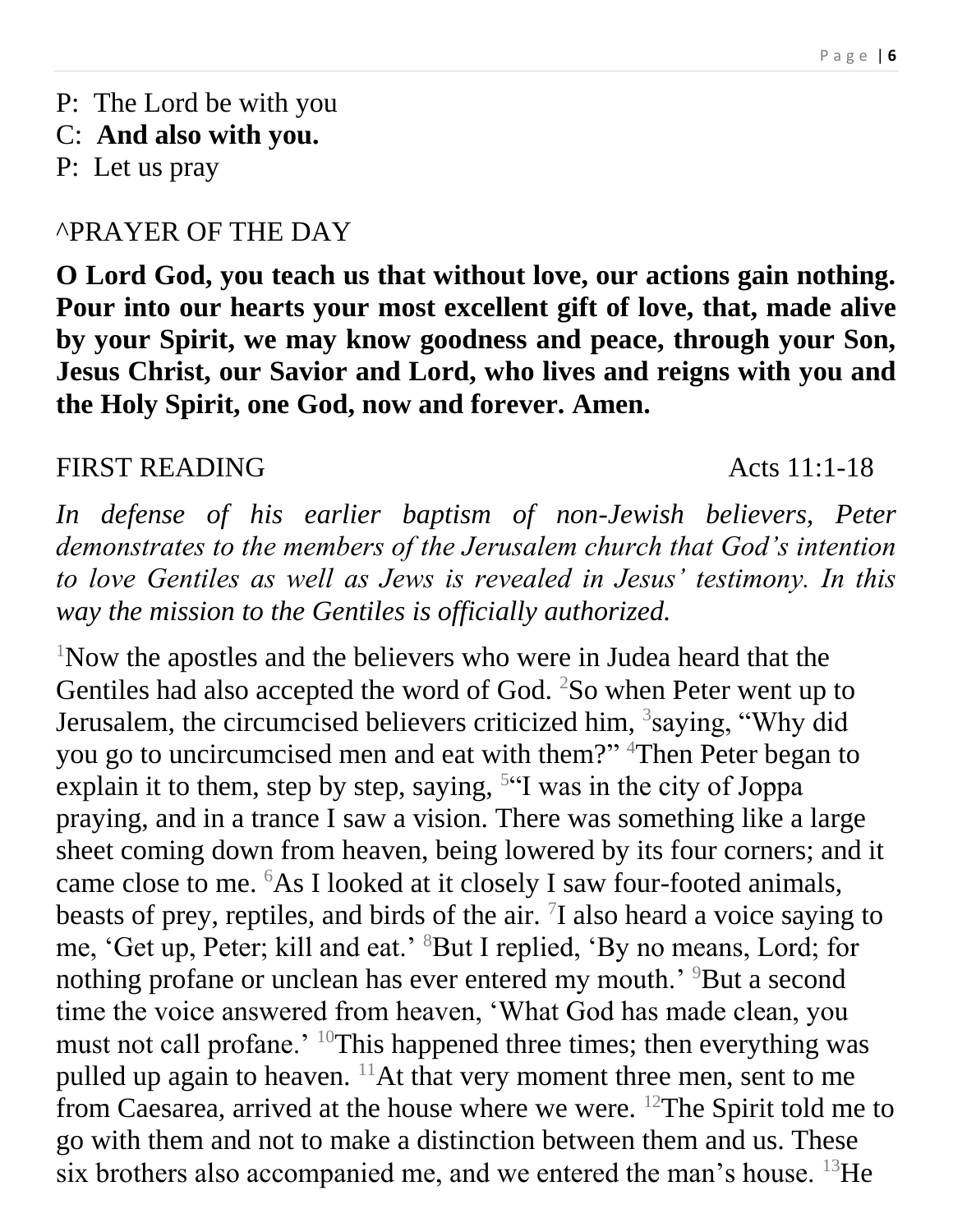P: The Lord be with you  
C: **And also with you.**  
P: Let us pray

^PRAYER OF THE DAY

**O Lord God, you teach us that without love, our actions gain nothing. Pour into our hearts your most excellent gift of love, that, made alive by your Spirit, we may know goodness and peace, through your Son, Jesus Christ, our Savior and Lord, who lives and reigns with you and the Holy Spirit, one God, now and forever. Amen.**

FIRST READING Acts 11:1-18

*In defense of his earlier baptism of non-Jewish believers, Peter demonstrates to the members of the Jerusalem church that God's intention to love Gentiles as well as Jews is revealed in Jesus' testimony. In this way the mission to the Gentiles is officially authorized.*

[1]Now the apostles and the believers who were in Judea heard that the Gentiles had also accepted the word of God. [2]So when Peter went up to Jerusalem, the circumcised believers criticized him, [3]saying, "Why did you go to uncircumcised men and eat with them?" [4]Then Peter began to explain it to them, step by step, saying, [5]"I was in the city of Joppa praying, and in a trance I saw a vision. There was something like a large sheet coming down from heaven, being lowered by its four corners; and it came close to me. [6]As I looked at it closely I saw four-footed animals, beasts of prey, reptiles, and birds of the air. [7]I also heard a voice saying to me, 'Get up, Peter; kill and eat.' [8]But I replied, 'By no means, Lord; for nothing profane or unclean has ever entered my mouth.' [9]But a second time the voice answered from heaven, 'What God has made clean, you must not call profane.' [10]This happened three times; then everything was pulled up again to heaven. [11]At that very moment three men, sent to me from Caesarea, arrived at the house where we were. [12]The Spirit told me to go with them and not to make a distinction between them and us. These six brothers also accompanied me, and we entered the man's house. [13]He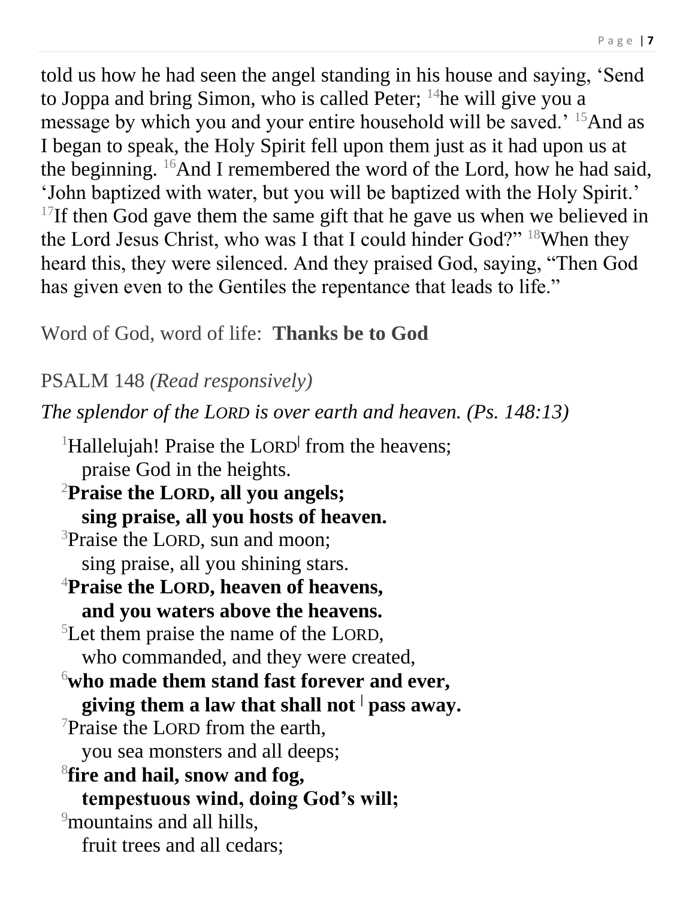told us how he had seen the angel standing in his house and saying, 'Send to Joppa and bring Simon, who is called Peter; [14]he will give you a message by which you and your entire household will be saved.' [15]And as I began to speak, the Holy Spirit fell upon them just as it had upon us at the beginning. [16]And I remembered the word of the Lord, how he had said, 'John baptized with water, but you will be baptized with the Holy Spirit.' [17]If then God gave them the same gift that he gave us when we believed in the Lord Jesus Christ, who was I that I could hinder God?" [18]When they heard this, they were silenced. And they praised God, saying, "Then God has given even to the Gentiles the repentance that leads to life."

Word of God, word of life:  **Thanks be to God**

PSALM 148 *(Read responsively)*

*The splendor of the LORD is over earth and heaven. (Ps. 148:13)*

[1]Hallelujah! Praise the LORD from the heavens;
praise God in the heights.
**[2]Praise the LORD, all you angels;**
**sing praise, all you hosts of heaven.**
[3]Praise the LORD, sun and moon;
sing praise, all you shining stars.
**[4]Praise the LORD, heaven of heavens,**
**and you waters above the heavens.**
[5]Let them praise the name of the LORD,
who commanded, and they were created,
**[6]who made them stand fast forever and ever,**
**giving them a law that shall not pass away.**
[7]Praise the LORD from the earth,
you sea monsters and all deeps;
**[8]fire and hail, snow and fog,**
**tempestuous wind, doing God's will;**
[9]mountains and all hills,
fruit trees and all cedars;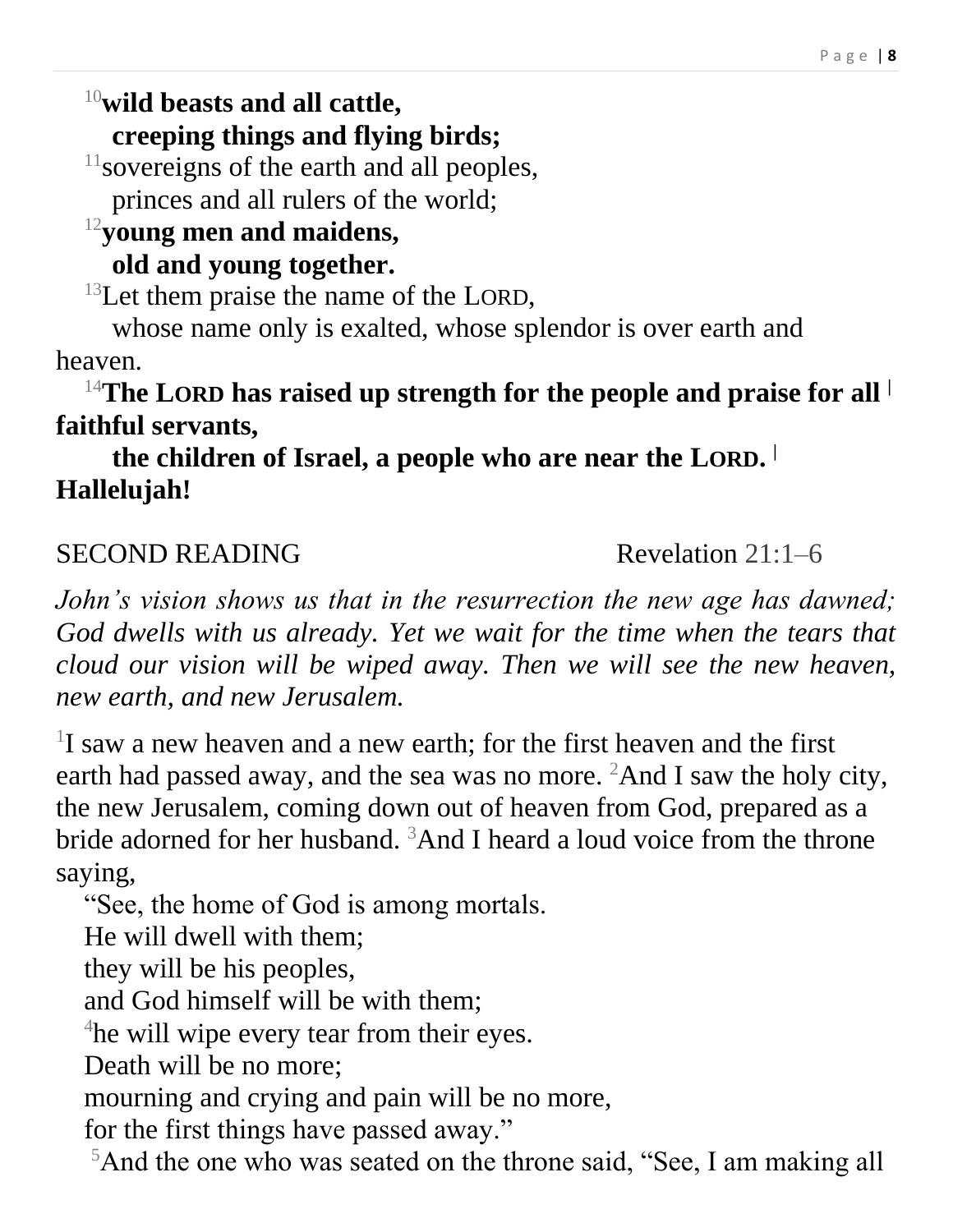[10]**wild beasts and all cattle,**
**creeping things and flying birds;**
[11]sovereigns of the earth and all peoples,
princes and all rulers of the world;
[12]**young men and maidens,**
**old and young together.**
[13]Let them praise the name of the LORD,
whose name only is exalted, whose splendor is over earth and heaven.
[14]**The LORD has raised up strength for the people and praise for all | faithful servants,**
**the children of Israel, a people who are near the LORD. | Hallelujah!**

SECOND READING Revelation 21:1–6

*John's vision shows us that in the resurrection the new age has dawned; God dwells with us already. Yet we wait for the time when the tears that cloud our vision will be wiped away. Then we will see the new heaven, new earth, and new Jerusalem.*

[1]I saw a new heaven and a new earth; for the first heaven and the first earth had passed away, and the sea was no more. [2]And I saw the holy city, the new Jerusalem, coming down out of heaven from God, prepared as a bride adorned for her husband. [3]And I heard a loud voice from the throne saying,
"See, the home of God is among mortals.
He will dwell with them;
they will be his peoples,
and God himself will be with them;
[4]he will wipe every tear from their eyes.
Death will be no more;
mourning and crying and pain will be no more,
for the first things have passed away."
[5]And the one who was seated on the throne said, "See, I am making all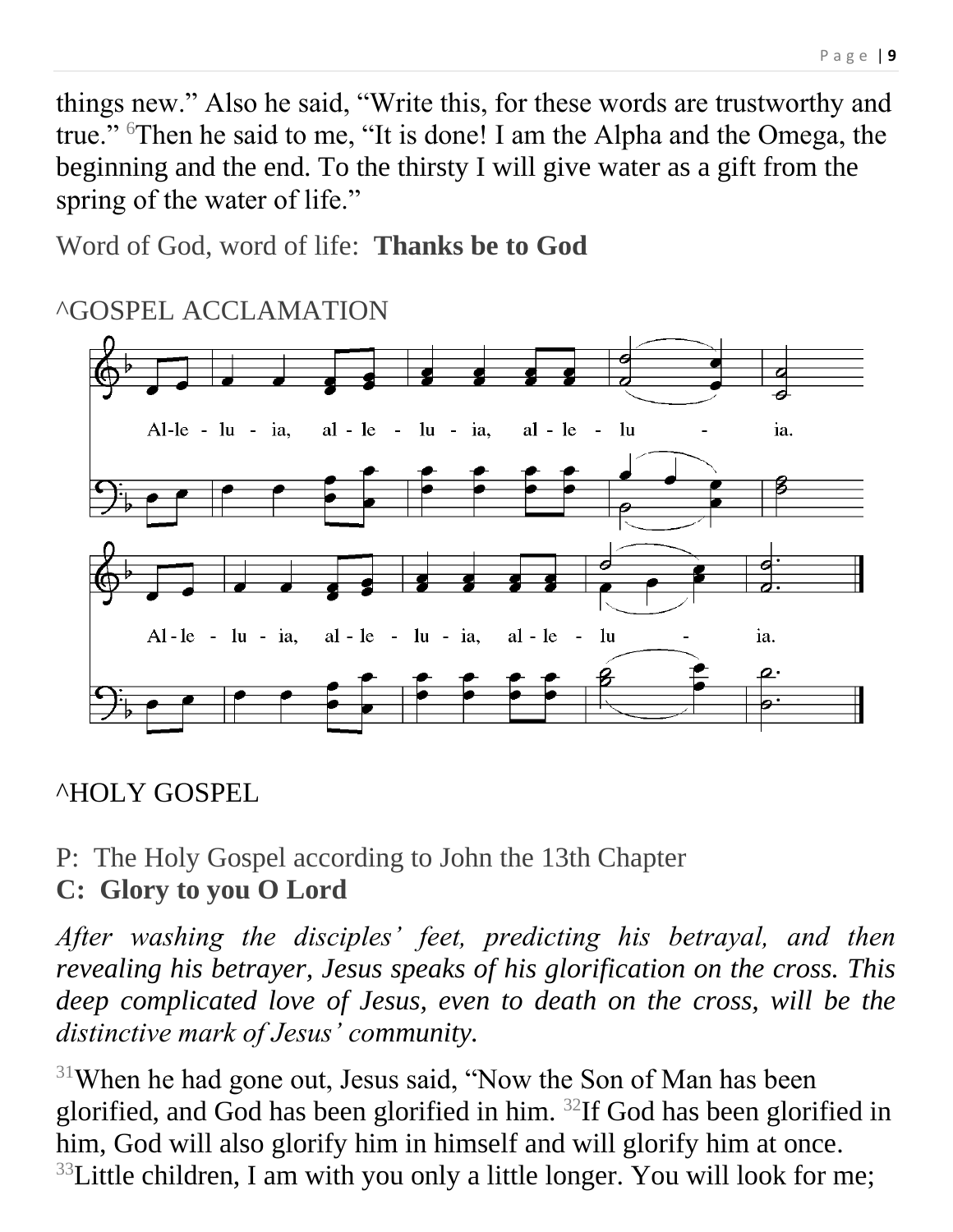things new.” Also he said, “Write this, for these words are trustworthy and true.” [6]Then he said to me, “It is done! I am the Alpha and the Omega, the beginning and the end. To the thirsty I will give water as a gift from the spring of the water of life.”

Word of God, word of life: **Thanks be to God**

^GOSPEL ACCLAMATION

Al-le - lu - ia, al - le - lu - ia, al - le - lu - ia.

Al - le - lu - ia, al - le - lu - ia, al - le - lu - ia.

^HOLY GOSPEL

P: The Holy Gospel according to John the 13th Chapter
**C: Glory to you O Lord**

*After washing the disciples’ feet, predicting his betrayal, and then revealing his betrayer, Jesus speaks of his glorification on the cross. This deep complicated love of Jesus, even to death on the cross, will be the distinctive mark of Jesus’ community.*

[31]When he had gone out, Jesus said, “Now the Son of Man has been glorified, and God has been glorified in him. [32]If God has been glorified in him, God will also glorify him in himself and will glorify him at once. [33]Little children, I am with you only a little longer. You will look for me;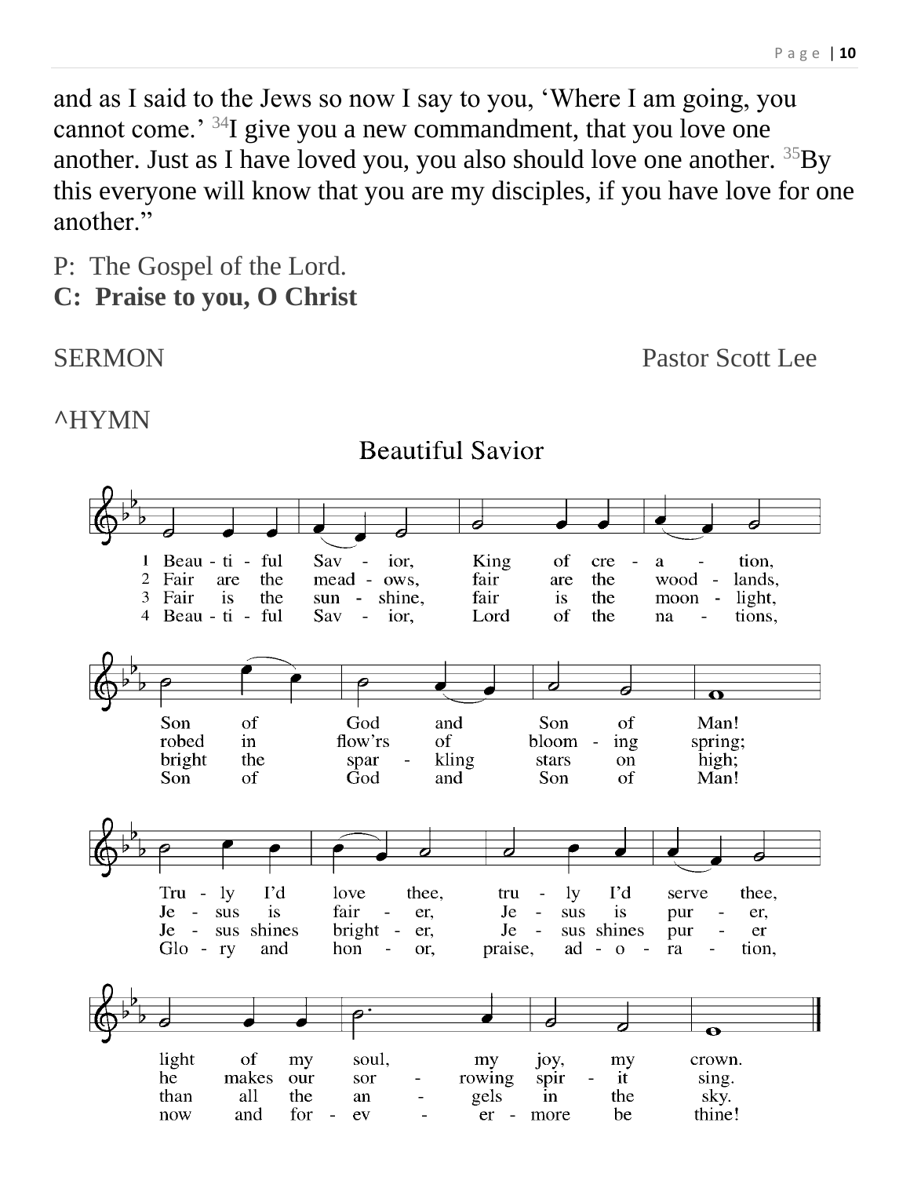and as I said to the Jews so now I say to you, 'Where I am going, you cannot come.' [34]I give you a new commandment, that you love one another. Just as I have loved you, you also should love one another. [35]By this everyone will know that you are my disciples, if you have love for one another."

P: The Gospel of the Lord.
**C: Praise to you, O Christ**

SERMON Pastor Scott Lee

^HYMN

**Beautiful Savior**

1 Beautiful Savior, King of creation,
Son of God and Son of Man!
Truly I'd love thee, truly I'd serve thee,
light of my soul, my joy, my crown.

2 Fair are the meadows, fair are the woodlands,
robed in flow'rs of blooming spring;
Jesus is fairer, Jesus is purer,
he makes our sorrowing spirit sing.

3 Fair is the sunshine, fair is the moonlight,
bright the sparkling stars on high;
Jesus shines brighter, Jesus shines purer
than all the angels in the sky.

4 Beautiful Savior, Lord of the nations,
Son of God and Son of Man!
Glory and honor, praise, adoration,
now and forevermore be thine!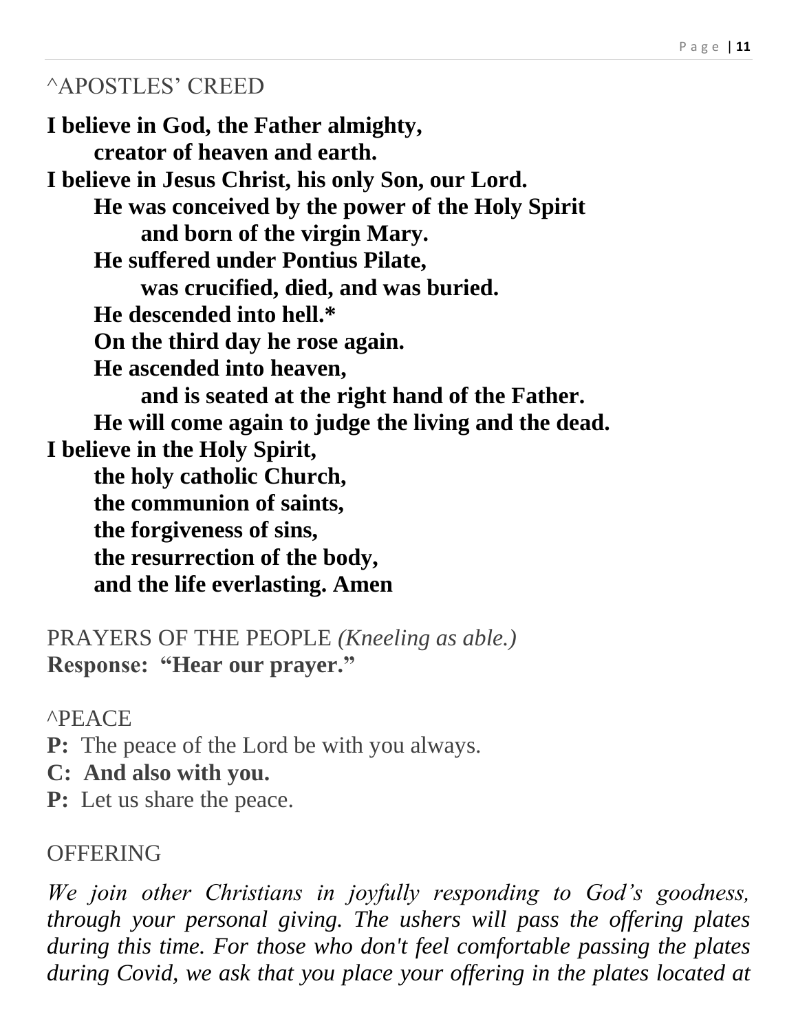## ^APOSTLES' CREED

**I believe in God, the Father almighty,**
**creator of heaven and earth.**
**I believe in Jesus Christ, his only Son, our Lord.**
**He was conceived by the power of the Holy Spirit**
**and born of the virgin Mary.**
**He suffered under Pontius Pilate,**
**was crucified, died, and was buried.**
**He descended into hell.***
**On the third day he rose again.**
**He ascended into heaven,**
**and is seated at the right hand of the Father.**
**He will come again to judge the living and the dead.**
**I believe in the Holy Spirit,**
**the holy catholic Church,**
**the communion of saints,**
**the forgiveness of sins,**
**the resurrection of the body,**
**and the life everlasting. Amen**

## PRAYERS OF THE PEOPLE *(Kneeling as able.)*

**Response: "Hear our prayer."**

## ^PEACE

**P:** The peace of the Lord be with you always.
**C: And also with you.**
**P:** Let us share the peace.

## OFFERING

*We join other Christians in joyfully responding to God's goodness, through your personal giving. The ushers will pass the offering plates during this time. For those who don't feel comfortable passing the plates during Covid, we ask that you place your offering in the plates located at*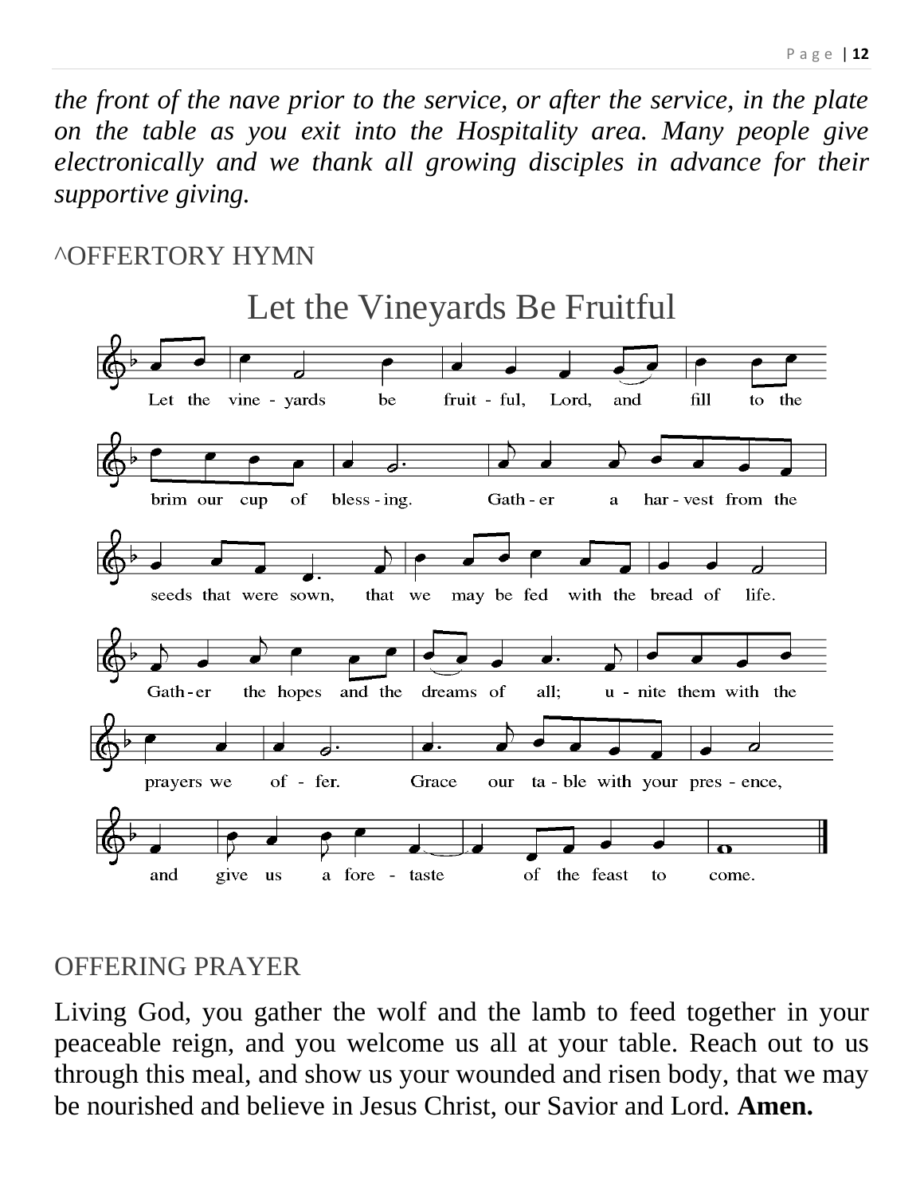*the front of the nave prior to the service, or after the service, in the plate on the table as you exit into the Hospitality area. Many people give electronically and we thank all growing disciples in advance for their supportive giving.*

^OFFERTORY HYMN

## Let the Vineyards Be Fruitful

Let the vineyards be fruitful, Lord, and fill to the brim our cup of blessing. Gather a harvest from the seeds that were sown, that we may be fed with the bread of life. Gather the hopes and the dreams of all; unite them with the prayers we offer. Grace our table with your presence, and give us a foretaste of the feast to come.

OFFERING PRAYER

Living God, you gather the wolf and the lamb to feed together in your peaceable reign, and you welcome us all at your table. Reach out to us through this meal, and show us your wounded and risen body, that we may be nourished and believe in Jesus Christ, our Savior and Lord. **Amen.**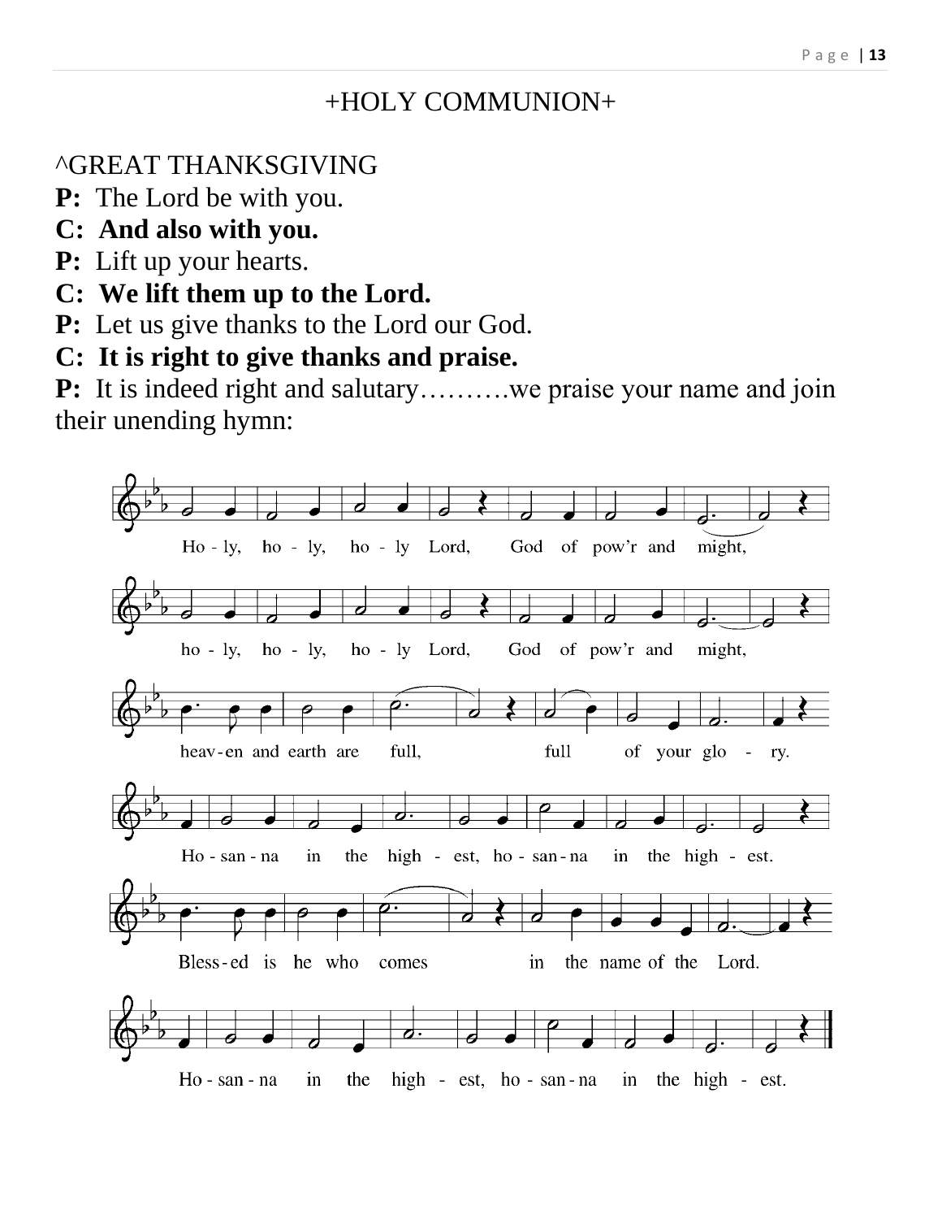# +HOLY COMMUNION+

^GREAT THANKSGIVING

**P:** The Lord be with you.

**C: And also with you.**

**P:** Lift up your hearts.

**C: We lift them up to the Lord.**

**P:** Let us give thanks to the Lord our God.

**C: It is right to give thanks and praise.**

**P:** It is indeed right and salutary……….we praise your name and join their unending hymn:

Ho - ly, ho - ly, ho - ly Lord, God of pow'r and might,

ho - ly, ho - ly, ho - ly Lord, God of pow'r and might,

heav - en and earth are full, full of your glo - ry.

Ho - san - na in the high - est, ho - san - na in the high - est.

Bless - ed is he who comes in the name of the Lord.

Ho - san - na in the high - est, ho - san - na in the high - est.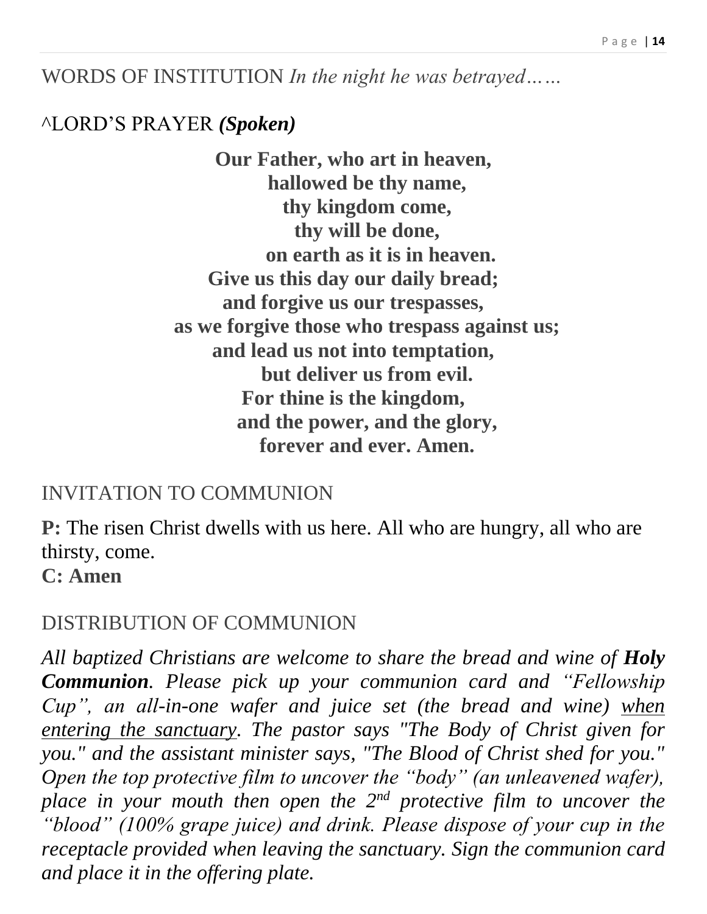WORDS OF INSTITUTION *In the night he was betrayed……*

^LORD'S PRAYER ***(Spoken)***

**Our Father, who art in heaven,**
**hallowed be thy name,**
**thy kingdom come,**
**thy will be done,**
**on earth as it is in heaven.**
**Give us this day our daily bread;**
**and forgive us our trespasses,**
**as we forgive those who trespass against us;**
**and lead us not into temptation,**
**but deliver us from evil.**
**For thine is the kingdom,**
**and the power, and the glory,**
**forever and ever. Amen.**

INVITATION TO COMMUNION

**P:** The risen Christ dwells with us here. All who are hungry, all who are thirsty, come.
**C: Amen**

DISTRIBUTION OF COMMUNION

*All baptized Christians are welcome to share the bread and wine of* ***Holy Communion****. Please pick up your communion card and "Fellowship Cup", an all-in-one wafer and juice set (the bread and wine) <u>when entering the sanctuary</u>. The pastor says "The Body of Christ given for you." and the assistant minister says, "The Blood of Christ shed for you." Open the top protective film to uncover the "body" (an unleavened wafer), place in your mouth then open the 2nd protective film to uncover the "blood" (100% grape juice) and drink. Please dispose of your cup in the receptacle provided when leaving the sanctuary. Sign the communion card and place it in the offering plate.*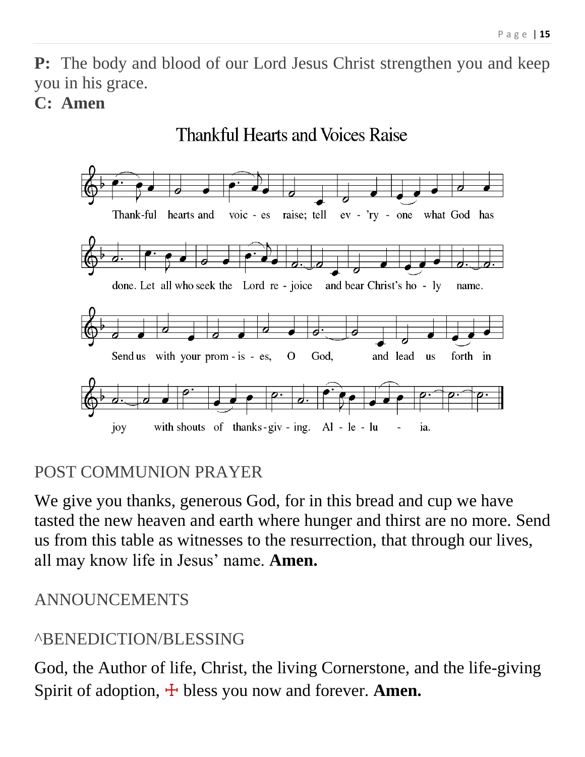**P:** The body and blood of our Lord Jesus Christ strengthen you and keep you in his grace.

**C: Amen**

## Thankful Hearts and Voices Raise

Thank-ful hearts and voic - es raise; tell ev - 'ry - one what God has done. Let all who seek the Lord re - joice and bear Christ's ho - ly name. Send us with your prom - is - es, O God, and lead us forth in joy with shouts of thanks-giv - ing. Al - le - lu - ia.

## POST COMMUNION PRAYER

We give you thanks, generous God, for in this bread and cup we have tasted the new heaven and earth where hunger and thirst are no more. Send us from this table as witnesses to the resurrection, that through our lives, all may know life in Jesus' name. **Amen.**

## ANNOUNCEMENTS

## ^BENEDICTION/BLESSING

God, the Author of life, Christ, the living Cornerstone, and the life-giving Spirit of adoption, ☩ bless you now and forever. **Amen.**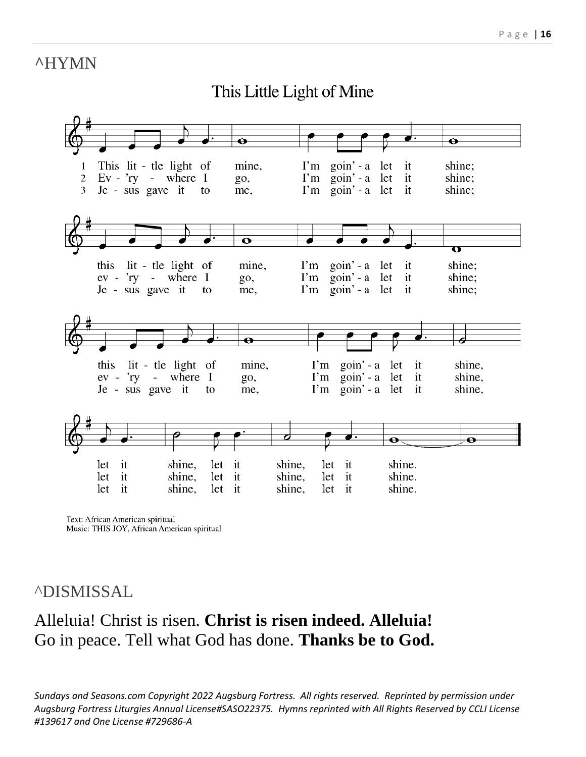^HYMN

## This Little Light of Mine

1 This little light of mine, I'm goin'-a let it shine;
this little light of mine, I'm goin'-a let it shine;
this little light of mine, I'm goin'-a let it shine,
let it shine, let it shine, let it shine.

2 Ev'ry - where I go, I'm goin'-a let it shine;
ev'ry - where I go, I'm goin'-a let it shine;
ev'ry - where I go, I'm goin'-a let it shine,
let it shine, let it shine, let it shine.

3 Jesus gave it to me, I'm goin'-a let it shine;
Jesus gave it to me, I'm goin'-a let it shine;
Jesus gave it to me, I'm goin'-a let it shine,
let it shine, let it shine, let it shine.

Text: African American spiritual
Music: THIS JOY, African American spiritual

^DISMISSAL

Alleluia! Christ is risen. **Christ is risen indeed. Alleluia!**
Go in peace. Tell what God has done. **Thanks be to God.**

*Sundays and Seasons.com Copyright 2022 Augsburg Fortress. All rights reserved. Reprinted by permission under Augsburg Fortress Liturgies Annual License#SASO22375. Hymns reprinted with All Rights Reserved by CCLI License #139617 and One License #729686-A*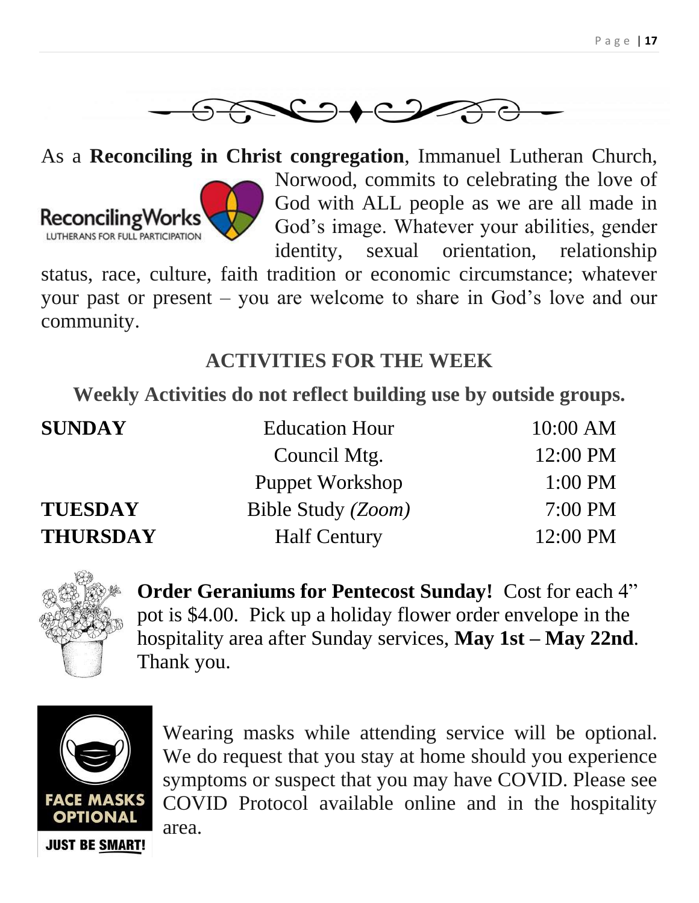As a **Reconciling in Christ congregation**, Immanuel Lutheran Church, Norwood, commits to celebrating the love of God with ALL people as we are all made in God's image. Whatever your abilities, gender identity, sexual orientation, relationship status, race, culture, faith tradition or economic circumstance; whatever your past or present – you are welcome to share in God's love and our community.

## ACTIVITIES FOR THE WEEK

**Weekly Activities do not reflect building use by outside groups.**

| | | |
|---|---|---|
| **SUNDAY** | Education Hour | 10:00 AM |
| | Council Mtg. | 12:00 PM |
| | Puppet Workshop | 1:00 PM |
| **TUESDAY** | Bible Study *(Zoom)* | 7:00 PM |
| **THURSDAY** | Half Century | 12:00 PM |

**Order Geraniums for Pentecost Sunday!** Cost for each 4" pot is $4.00. Pick up a holiday flower order envelope in the hospitality area after Sunday services, **May 1st – May 22nd**. Thank you.

Wearing masks while attending service will be optional. We do request that you stay at home should you experience symptoms or suspect that you may have COVID. Please see COVID Protocol available online and in the hospitality area.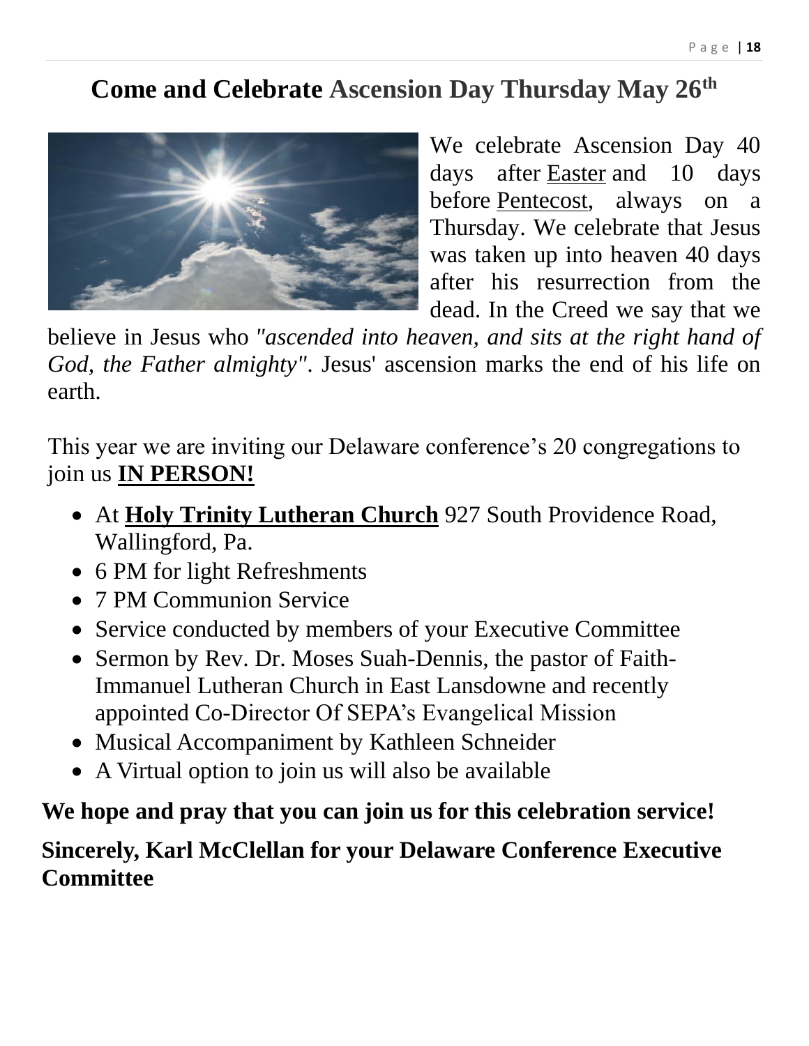# Come and Celebrate Ascension Day Thursday May 26th

We celebrate Ascension Day 40 days after Easter and 10 days before Pentecost, always on a Thursday. We celebrate that Jesus was taken up into heaven 40 days after his resurrection from the dead. In the Creed we say that we believe in Jesus who *"ascended into heaven, and sits at the right hand of God, the Father almighty"*. Jesus' ascension marks the end of his life on earth.

This year we are inviting our Delaware conference's 20 congregations to join us **IN PERSON!**

- At **Holy Trinity Lutheran Church** 927 South Providence Road, Wallingford, Pa.
- 6 PM for light Refreshments
- 7 PM Communion Service
- Service conducted by members of your Executive Committee
- Sermon by Rev. Dr. Moses Suah-Dennis, the pastor of Faith-Immanuel Lutheran Church in East Lansdowne and recently appointed Co-Director Of SEPA's Evangelical Mission
- Musical Accompaniment by Kathleen Schneider
- A Virtual option to join us will also be available

**We hope and pray that you can join us for this celebration service!**

**Sincerely, Karl McClellan for your Delaware Conference Executive Committee**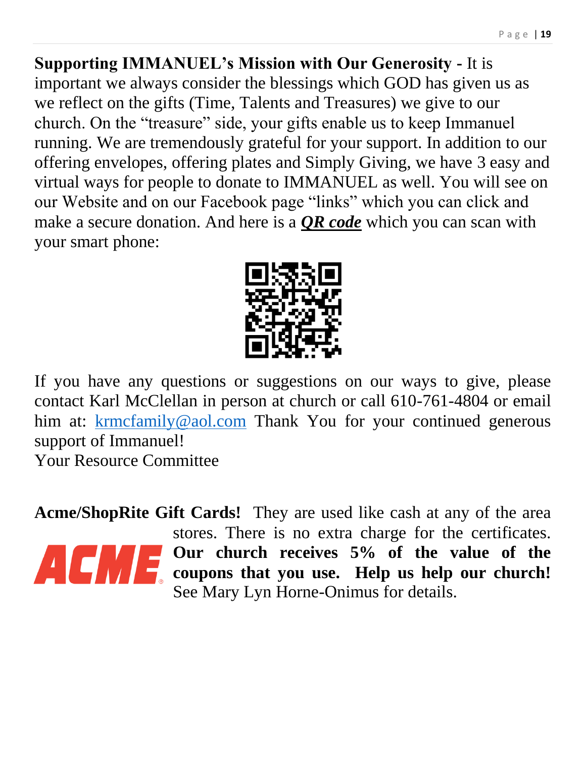**Supporting IMMANUEL's Mission with Our Generosity -** It is important we always consider the blessings which GOD has given us as we reflect on the gifts (Time, Talents and Treasures) we give to our church. On the "treasure" side, your gifts enable us to keep Immanuel running. We are tremendously grateful for your support. In addition to our offering envelopes, offering plates and Simply Giving, we have 3 easy and virtual ways for people to donate to IMMANUEL as well. You will see on our Website and on our Facebook page "links" which you can click and make a secure donation. And here is a ***QR code*** which you can scan with your smart phone:

If you have any questions or suggestions on our ways to give, please contact Karl McClellan in person at church or call 610-761-4804 or email him at: krmcfamily@aol.com Thank You for your continued generous support of Immanuel!
Your Resource Committee

**Acme/ShopRite Gift Cards!** They are used like cash at any of the area stores. There is no extra charge for the certificates. **Our church receives 5% of the value of the coupons that you use. Help us help our church!** See Mary Lyn Horne-Onimus for details.